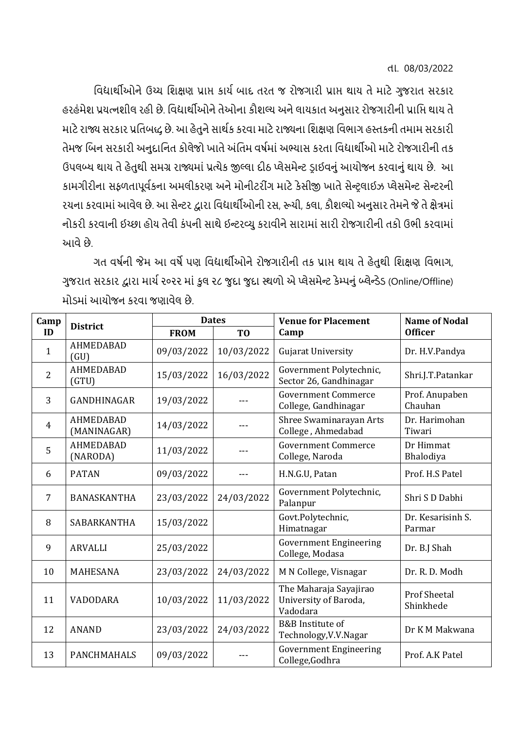તા. 08/03/2022

વિદ્યાર્થીઓને ઉચ્ચ શિક્ષણ પ્રાપ્ત કાર્ય બાદ તરત જ રોજગારી પ્રાપ્ત થાય તે માટે ગુજરાત સરકાર હરહંમેશ પ્રયત્નશીલ રહી છે. વિદ્યાર્થીઓને તેઓના કૌશલ્ય અને લાયકાત અનુસાર રોજગારીની પ્રાપ્તિ થાય તે માટે રાજ્ય સરકાર પ્રતિબદ્ધ છે. આ હેતુને સાર્થક કરવા માટે રાજ્યના શિક્ષણ વિભાગ હસ્તકની તમામ સરકારી તેમજ બિન સરકારી અનુદાનિત કોલેજો ખાતે અંતિમ વર્ષમાં અભ્યાસ કરતા વિદ્યાર્થીઓ માટે રોજગારીની તક ઉપલબ્ધ થાય તે હેતુથી સમગ્ર રાજ્યમાં પ્રત્યેક જીલ્લા દીઠ પ્લેસમેન્ટ ડ્રાઇવનું આયોજન કરવાનું થાય છે. આ કામગીરીના સફળતાપૂર્વકના અમલીકરણ અને મોનીટરીંગ માટે કેસીજી ખાતે સેન્ટ્રલાઈઝ પ્લેસમેન્ટ સેન્ટરની રચના કરવામાં આવેલ છે. આ સેન્ટર દ્વારા વિદ્યાર્થીઓની રસ, રૂચી, કલા, કૌશલ્યો અનુસાર તેમને જે તે ક્ષેત્રમાં નોકરી કરવાની ઇચ્છા હોય તેવી કંપની સાથે ઇન્ટરવ્યુ કરાવીને સારામાં સારી રોજગારીની તકો ઉભી કરવામાં આવે છે.

ગત વર્ષની જેમ આ વર્ષે પણ વિદ્યાર્થીઓને રોજગારીની તક પ્રાપ્ત થાય તે હેતુથી શિક્ષણ વિભાગ, ગુજરાત સરકાર દ્વારા માર્ચ ૨૦૨૨ માં કુલ ૨૮ જુદા જુદા સ્થળો એ પ્લેસમેન્ટ કેમ્પનું બ્લેન્ડેડ (Online/Offline) મોડમાં આયોજન કરવા જણાવેલ છે.

| Camp ID | District | Dates | | Venue for Placement Camp | Name of Nodal Officer |
|---|---|---|---|---|---|
| | | FROM | TO | | |
| 1 | AHMEDABAD (GU) | 09/03/2022 | 10/03/2022 | Gujarat University | Dr. H.V.Pandya |
| 2 | AHMEDABAD (GTU) | 15/03/2022 | 16/03/2022 | Government Polytechnic, Sector 26, Gandhinagar | Shri.J.T.Patankar |
| 3 | GANDHINAGAR | 19/03/2022 | --- | Government Commerce College, Gandhinagar | Prof. Anupaben Chauhan |
| 4 | AHMEDABAD (MANINAGAR) | 14/03/2022 | --- | Shree Swaminarayan Arts College , Ahmedabad | Dr. Harimohan Tiwari |
| 5 | AHMEDABAD (NARODA) | 11/03/2022 | --- | Government Commerce College, Naroda | Dr Himmat Bhalodiya |
| 6 | PATAN | 09/03/2022 | --- | H.N.G.U, Patan | Prof. H.S Patel |
| 7 | BANASKANTHA | 23/03/2022 | 24/03/2022 | Government Polytechnic, Palanpur | Shri S D Dabhi |
| 8 | SABARKANTHA | 15/03/2022 | | Govt.Polytechnic, Himatnagar | Dr. Kesarisinh S. Parmar |
| 9 | ARVALLI | 25/03/2022 | | Government Engineering College, Modasa | Dr. B.J Shah |
| 10 | MAHESANA | 23/03/2022 | 24/03/2022 | M N College, Visnagar | Dr. R. D. Modh |
| 11 | VADODARA | 10/03/2022 | 11/03/2022 | The Maharaja Sayajirao University of Baroda, Vadodara | Prof Sheetal Shinkhede |
| 12 | ANAND | 23/03/2022 | 24/03/2022 | B&B Institute of Technology,V.V.Nagar | Dr K M Makwana |
| 13 | PANCHMAHALS | 09/03/2022 | --- | Government Engineering College,Godhra | Prof. A.K Patel |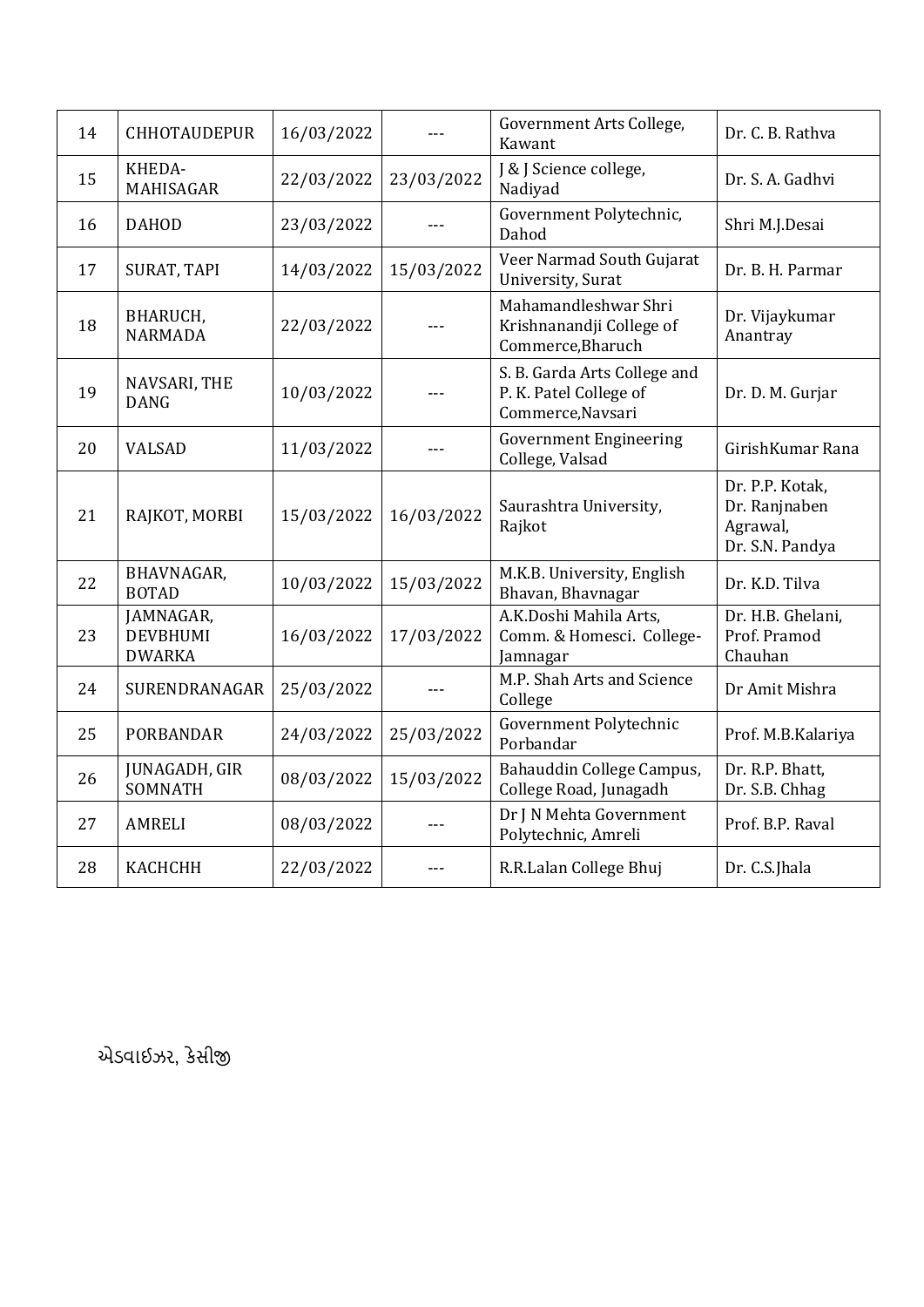| | | | | | |
|---|---|---|---|---|---|
| 14 | CHHOTAUDEPUR | 16/03/2022 | --- | Government Arts College, Kawant | Dr. C. B. Rathva |
| 15 | KHEDA-MAHISAGAR | 22/03/2022 | 23/03/2022 | J & J Science college, Nadiyad | Dr. S. A. Gadhvi |
| 16 | DAHOD | 23/03/2022 | --- | Government Polytechnic, Dahod | Shri M.J.Desai |
| 17 | SURAT, TAPI | 14/03/2022 | 15/03/2022 | Veer Narmad South Gujarat University, Surat | Dr. B. H. Parmar |
| 18 | BHARUCH, NARMADA | 22/03/2022 | --- | Mahamandleshwar Shri Krishnanandji College of Commerce,Bharuch | Dr. Vijaykumar Anantray |
| 19 | NAVSARI, THE DANG | 10/03/2022 | --- | S. B. Garda Arts College and P. K. Patel College of Commerce,Navsari | Dr. D. M. Gurjar |
| 20 | VALSAD | 11/03/2022 | --- | Government Engineering College, Valsad | GirishKumar Rana |
| 21 | RAJKOT, MORBI | 15/03/2022 | 16/03/2022 | Saurashtra University, Rajkot | Dr. P.P. Kotak, Dr. Ranjnaben Agrawal, Dr. S.N. Pandya |
| 22 | BHAVNAGAR, BOTAD | 10/03/2022 | 15/03/2022 | M.K.B. University, English Bhavan, Bhavnagar | Dr. K.D. Tilva |
| 23 | JAMNAGAR, DEVBHUMI DWARKA | 16/03/2022 | 17/03/2022 | A.K.Doshi Mahila Arts, Comm. & Homesci. College-Jamnagar | Dr. H.B. Ghelani, Prof. Pramod Chauhan |
| 24 | SURENDRANAGAR | 25/03/2022 | --- | M.P. Shah Arts and Science College | Dr Amit Mishra |
| 25 | PORBANDAR | 24/03/2022 | 25/03/2022 | Government Polytechnic Porbandar | Prof. M.B.Kalariya |
| 26 | JUNAGADH, GIR SOMNATH | 08/03/2022 | 15/03/2022 | Bahauddin College Campus, College Road, Junagadh | Dr. R.P. Bhatt, Dr. S.B. Chhag |
| 27 | AMRELI | 08/03/2022 | --- | Dr J N Mehta Government Polytechnic, Amreli | Prof. B.P. Raval |
| 28 | KACHCHH | 22/03/2022 | --- | R.R.Lalan College Bhuj | Dr. C.S.Jhala |

એડવાઈઝર, કેસીજી